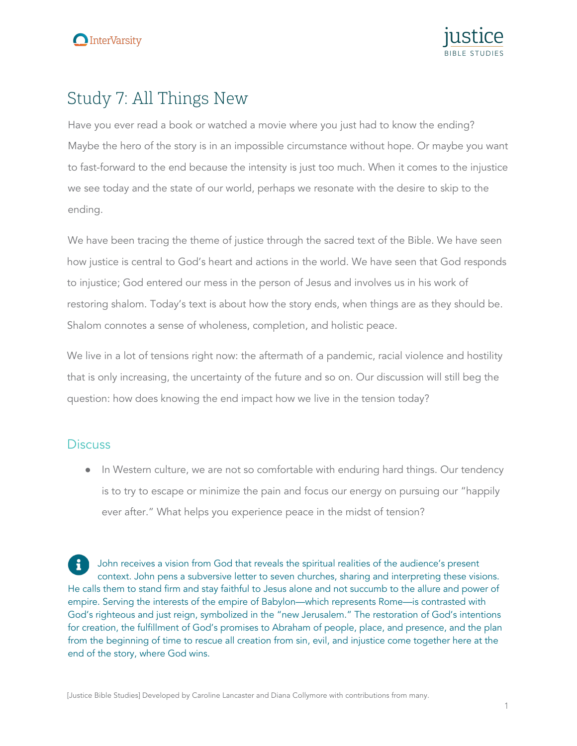# Study 7: All Things New

Have you ever read a book or watched a movie where you just had to know the ending? Maybe the hero of the story is in an impossible circumstance without hope. Or maybe you want to fast-forward to the end because the intensity is just too much. When it comes to the injustice we see today and the state of our world, perhaps we resonate with the desire to skip to the ending.

We have been tracing the theme of justice through the sacred text of the Bible. We have seen how justice is central to God's heart and actions in the world. We have seen that God responds to injustice; God entered our mess in the person of Jesus and involves us in his work of restoring shalom. Today's text is about how the story ends, when things are as they should be. Shalom connotes a sense of wholeness, completion, and holistic peace.

We live in a lot of tensions right now: the aftermath of a pandemic, racial violence and hostility that is only increasing, the uncertainty of the future and so on. Our discussion will still beg the question: how does knowing the end impact how we live in the tension today?

## Discuss

- In Western culture, we are not so comfortable with enduring hard things. Our tendency is to try to escape or minimize the pain and focus our energy on pursuing our "happily ever after." What helps you experience peace in the midst of tension?

John receives a vision from God that reveals the spiritual realities of the audience's present context. John pens a subversive letter to seven churches, sharing and interpreting these visions. He calls them to stand firm and stay faithful to Jesus alone and not succumb to the allure and power of empire. Serving the interests of the empire of Babylon—which represents Rome—is contrasted with God's righteous and just reign, symbolized in the "new Jerusalem." The restoration of God's intentions for creation, the fulfillment of God's promises to Abraham of people, place, and presence, and the plan from the beginning of time to rescue all creation from sin, evil, and injustice come together here at the end of the story, where God wins.

[Justice Bible Studies] Developed by Caroline Lancaster and Diana Collymore with contributions from many.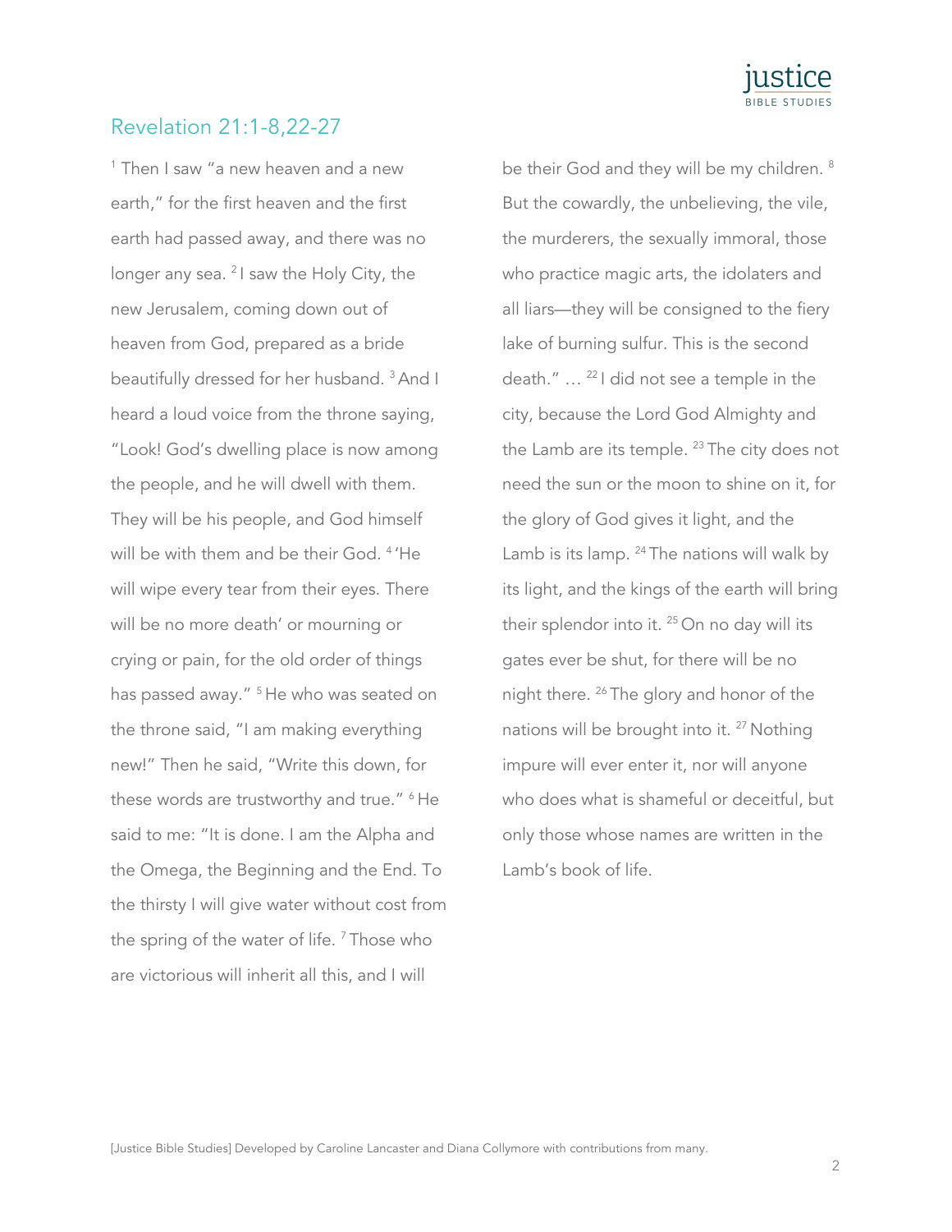## Revelation 21:1-8,22-27

[1] Then I saw "a new heaven and a new earth," for the first heaven and the first earth had passed away, and there was no longer any sea. [2] I saw the Holy City, the new Jerusalem, coming down out of heaven from God, prepared as a bride beautifully dressed for her husband. [3] And I heard a loud voice from the throne saying, "Look! God's dwelling place is now among the people, and he will dwell with them. They will be his people, and God himself will be with them and be their God. [4] 'He will wipe every tear from their eyes. There will be no more death' or mourning or crying or pain, for the old order of things has passed away." [5] He who was seated on the throne said, "I am making everything new!" Then he said, "Write this down, for these words are trustworthy and true." [6] He said to me: "It is done. I am the Alpha and the Omega, the Beginning and the End. To the thirsty I will give water without cost from the spring of the water of life. [7] Those who are victorious will inherit all this, and I will be their God and they will be my children. [8] But the cowardly, the unbelieving, the vile, the murderers, the sexually immoral, those who practice magic arts, the idolaters and all liars—they will be consigned to the fiery lake of burning sulfur. This is the second death." … [22] I did not see a temple in the city, because the Lord God Almighty and the Lamb are its temple. [23] The city does not need the sun or the moon to shine on it, for the glory of God gives it light, and the Lamb is its lamp. [24] The nations will walk by its light, and the kings of the earth will bring their splendor into it. [25] On no day will its gates ever be shut, for there will be no night there. [26] The glory and honor of the nations will be brought into it. [27] Nothing impure will ever enter it, nor will anyone who does what is shameful or deceitful, but only those whose names are written in the Lamb's book of life.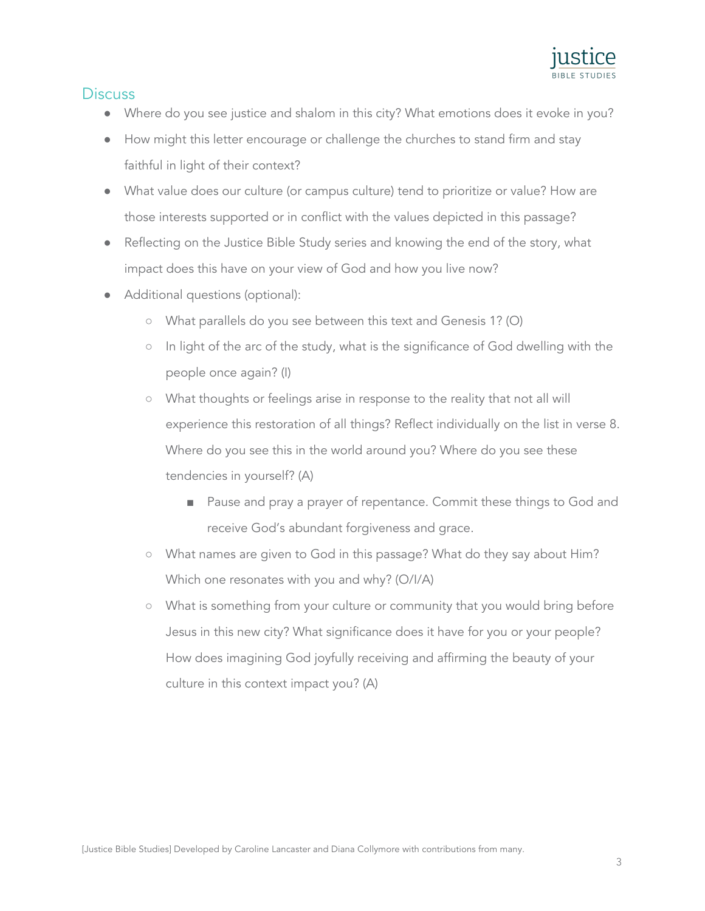## Discuss

- Where do you see justice and shalom in this city? What emotions does it evoke in you?
- How might this letter encourage or challenge the churches to stand firm and stay faithful in light of their context?
- What value does our culture (or campus culture) tend to prioritize or value? How are those interests supported or in conflict with the values depicted in this passage?
- Reflecting on the Justice Bible Study series and knowing the end of the story, what impact does this have on your view of God and how you live now?
- Additional questions (optional):
    - What parallels do you see between this text and Genesis 1? (O)
    - In light of the arc of the study, what is the significance of God dwelling with the people once again? (I)
    - What thoughts or feelings arise in response to the reality that not all will experience this restoration of all things? Reflect individually on the list in verse 8. Where do you see this in the world around you? Where do you see these tendencies in yourself? (A)
        - Pause and pray a prayer of repentance. Commit these things to God and receive God's abundant forgiveness and grace.
    - What names are given to God in this passage? What do they say about Him? Which one resonates with you and why? (O/I/A)
    - What is something from your culture or community that you would bring before Jesus in this new city? What significance does it have for you or your people? How does imagining God joyfully receiving and affirming the beauty of your culture in this context impact you? (A)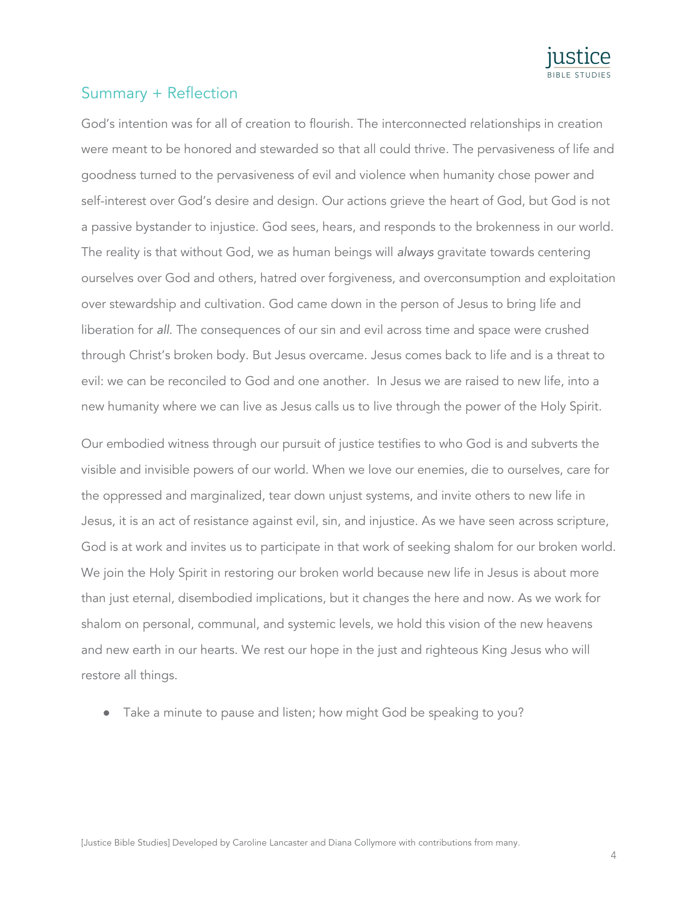## Summary + Reflection

God's intention was for all of creation to flourish. The interconnected relationships in creation were meant to be honored and stewarded so that all could thrive. The pervasiveness of life and goodness turned to the pervasiveness of evil and violence when humanity chose power and self-interest over God's desire and design. Our actions grieve the heart of God, but God is not a passive bystander to injustice. God sees, hears, and responds to the brokenness in our world. The reality is that without God, we as human beings will *always* gravitate towards centering ourselves over God and others, hatred over forgiveness, and overconsumption and exploitation over stewardship and cultivation. God came down in the person of Jesus to bring life and liberation for *all*. The consequences of our sin and evil across time and space were crushed through Christ's broken body. But Jesus overcame. Jesus comes back to life and is a threat to evil: we can be reconciled to God and one another. In Jesus we are raised to new life, into a new humanity where we can live as Jesus calls us to live through the power of the Holy Spirit.

Our embodied witness through our pursuit of justice testifies to who God is and subverts the visible and invisible powers of our world. When we love our enemies, die to ourselves, care for the oppressed and marginalized, tear down unjust systems, and invite others to new life in Jesus, it is an act of resistance against evil, sin, and injustice. As we have seen across scripture, God is at work and invites us to participate in that work of seeking shalom for our broken world. We join the Holy Spirit in restoring our broken world because new life in Jesus is about more than just eternal, disembodied implications, but it changes the here and now. As we work for shalom on personal, communal, and systemic levels, we hold this vision of the new heavens and new earth in our hearts. We rest our hope in the just and righteous King Jesus who will restore all things.

- Take a minute to pause and listen; how might God be speaking to you?

[Justice Bible Studies] Developed by Caroline Lancaster and Diana Collymore with contributions from many.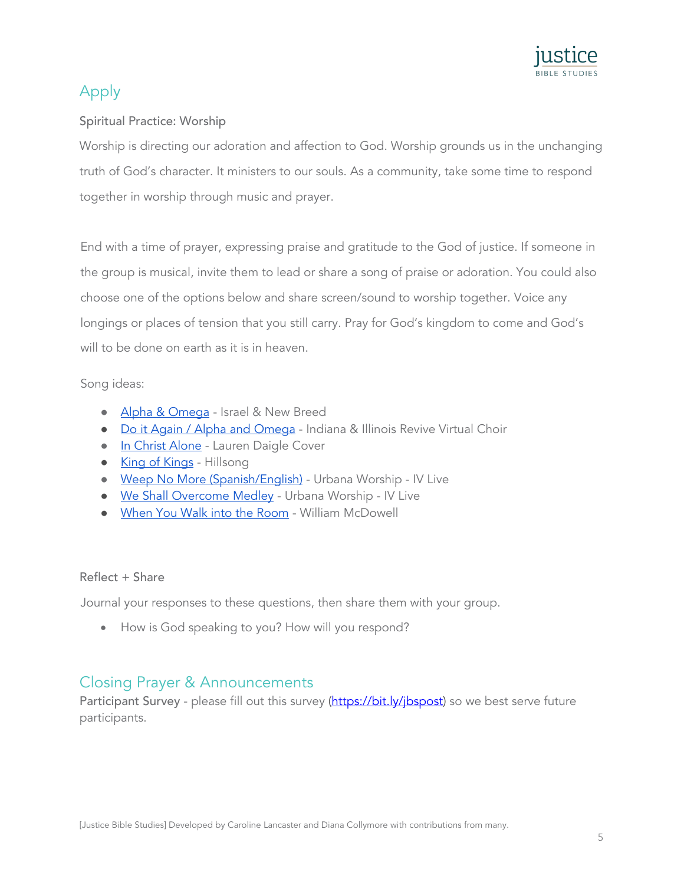## Apply

### Spiritual Practice: Worship

Worship is directing our adoration and affection to God. Worship grounds us in the unchanging truth of God's character. It ministers to our souls. As a community, take some time to respond together in worship through music and prayer.

End with a time of prayer, expressing praise and gratitude to the God of justice. If someone in the group is musical, invite them to lead or share a song of praise or adoration. You could also choose one of the options below and share screen/sound to worship together. Voice any longings or places of tension that you still carry. Pray for God's kingdom to come and God's will to be done on earth as it is in heaven.

Song ideas:

- Alpha & Omega - Israel & New Breed
- Do it Again / Alpha and Omega - Indiana & Illinois Revive Virtual Choir
- In Christ Alone - Lauren Daigle Cover
- King of Kings - Hillsong
- Weep No More (Spanish/English) - Urbana Worship - IV Live
- We Shall Overcome Medley - Urbana Worship - IV Live
- When You Walk into the Room - William McDowell

### Reflect + Share

Journal your responses to these questions, then share them with your group.

- How is God speaking to you? How will you respond?

## Closing Prayer & Announcements

**Participant Survey** - please fill out this survey (https://bit.ly/jbspost) so we best serve future participants.

[Justice Bible Studies] Developed by Caroline Lancaster and Diana Collymore with contributions from many.